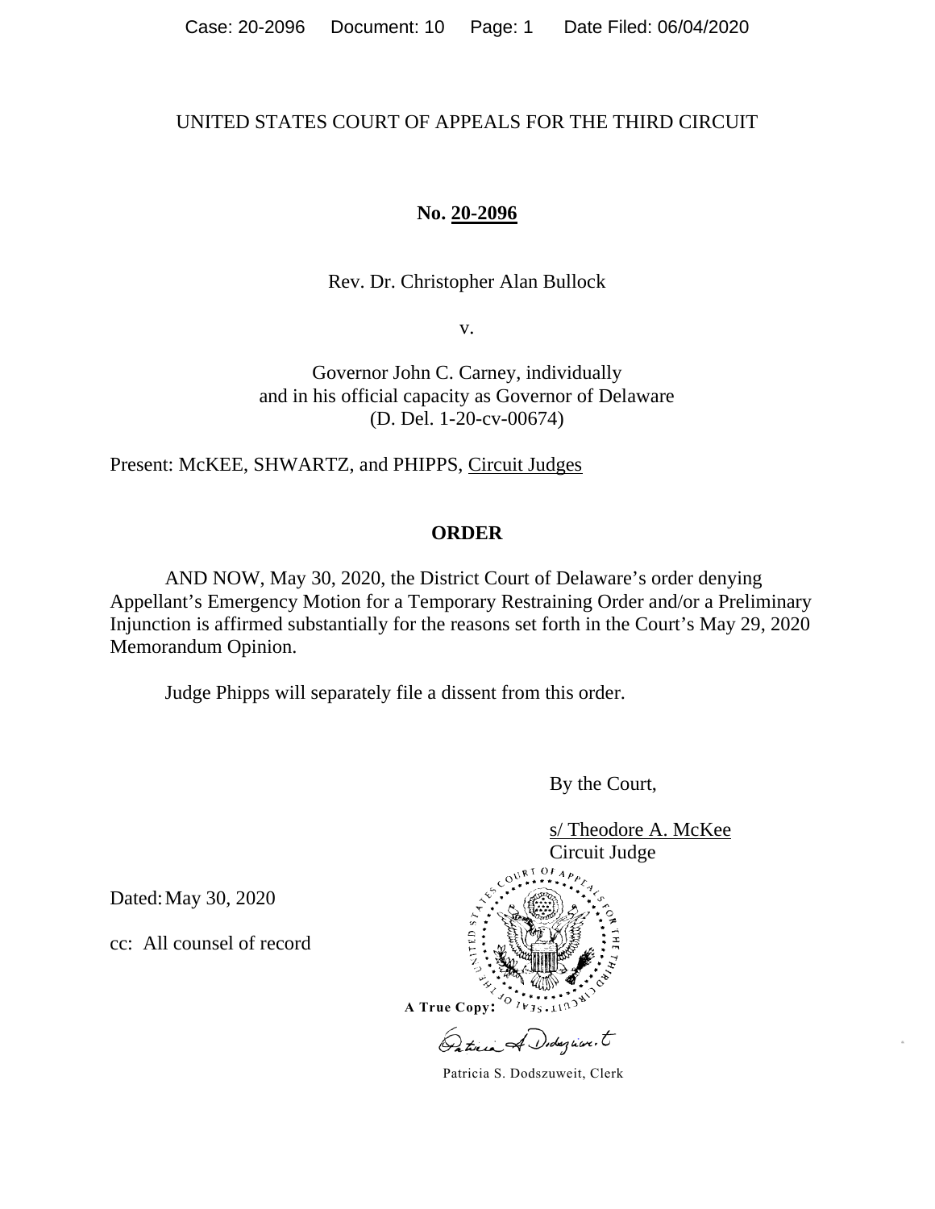UNITED STATES COURT OF APPEALS FOR THE THIRD CIRCUIT

**No. 20-2096**

Rev. Dr. Christopher Alan Bullock

v.

Governor John C. Carney, individually
and in his official capacity as Governor of Delaware
(D. Del. 1-20-cv-00674)

Present: McKEE, SHWARTZ, and PHIPPS, Circuit Judges

## ORDER

AND NOW, May 30, 2020, the District Court of Delaware's order denying Appellant's Emergency Motion for a Temporary Restraining Order and/or a Preliminary Injunction is affirmed substantially for the reasons set forth in the Court's May 29, 2020 Memorandum Opinion.

Judge Phipps will separately file a dissent from this order.

By the Court,

s/ Theodore A. McKee
Circuit Judge

Dated: May 30, 2020

cc: All counsel of record

A True Copy:

Patricia S. Dodszuweit, Clerk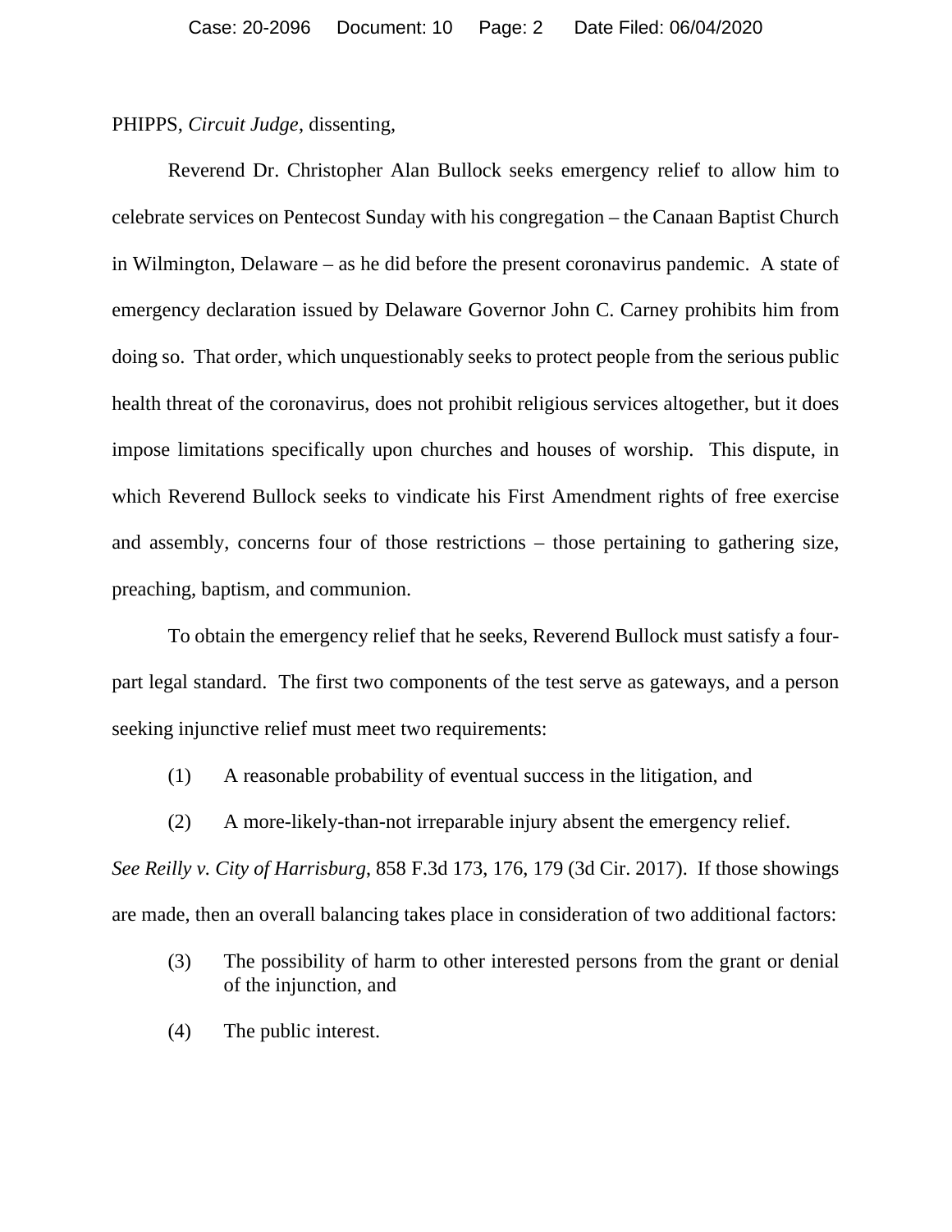PHIPPS, *Circuit Judge*, dissenting,

Reverend Dr. Christopher Alan Bullock seeks emergency relief to allow him to celebrate services on Pentecost Sunday with his congregation – the Canaan Baptist Church in Wilmington, Delaware – as he did before the present coronavirus pandemic. A state of emergency declaration issued by Delaware Governor John C. Carney prohibits him from doing so. That order, which unquestionably seeks to protect people from the serious public health threat of the coronavirus, does not prohibit religious services altogether, but it does impose limitations specifically upon churches and houses of worship. This dispute, in which Reverend Bullock seeks to vindicate his First Amendment rights of free exercise and assembly, concerns four of those restrictions – those pertaining to gathering size, preaching, baptism, and communion.

To obtain the emergency relief that he seeks, Reverend Bullock must satisfy a four-part legal standard. The first two components of the test serve as gateways, and a person seeking injunctive relief must meet two requirements:

(1) A reasonable probability of eventual success in the litigation, and

(2) A more-likely-than-not irreparable injury absent the emergency relief.

*See Reilly v. City of Harrisburg*, 858 F.3d 173, 176, 179 (3d Cir. 2017). If those showings are made, then an overall balancing takes place in consideration of two additional factors:

(3) The possibility of harm to other interested persons from the grant or denial of the injunction, and

(4) The public interest.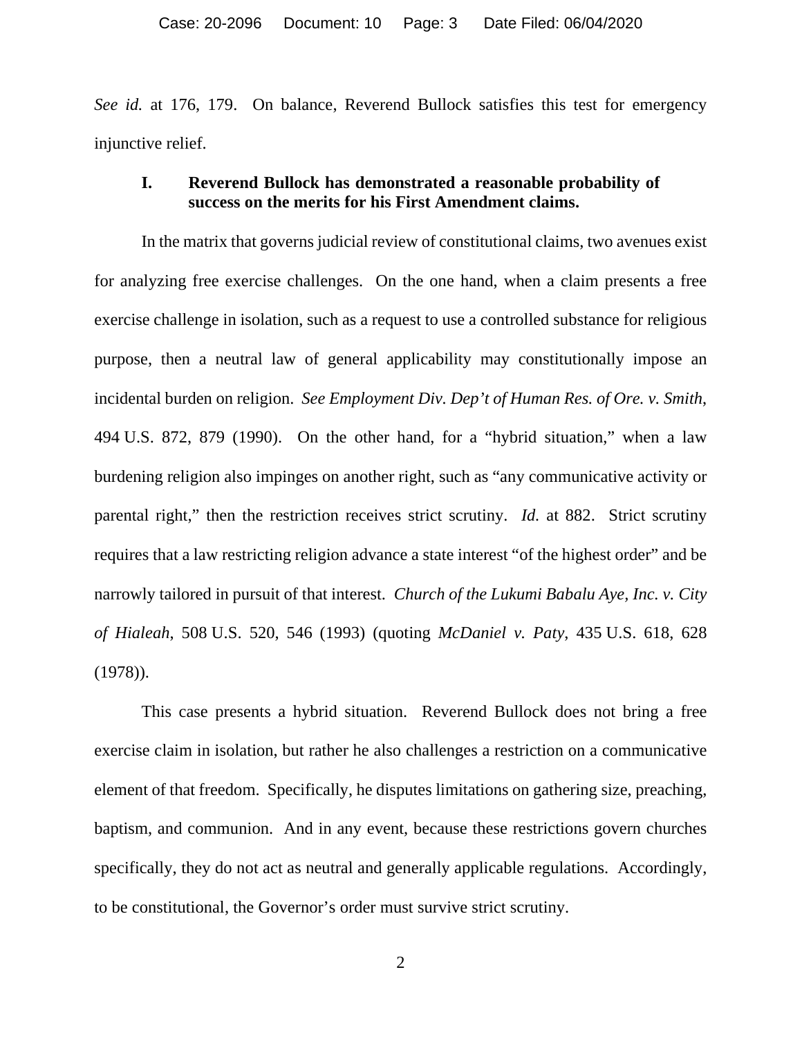*See id.* at 176, 179. On balance, Reverend Bullock satisfies this test for emergency injunctive relief.

## I. Reverend Bullock has demonstrated a reasonable probability of success on the merits for his First Amendment claims.

In the matrix that governs judicial review of constitutional claims, two avenues exist for analyzing free exercise challenges. On the one hand, when a claim presents a free exercise challenge in isolation, such as a request to use a controlled substance for religious purpose, then a neutral law of general applicability may constitutionally impose an incidental burden on religion. *See Employment Div. Dep't of Human Res. of Ore. v. Smith*, 494 U.S. 872, 879 (1990). On the other hand, for a "hybrid situation," when a law burdening religion also impinges on another right, such as "any communicative activity or parental right," then the restriction receives strict scrutiny. *Id.* at 882. Strict scrutiny requires that a law restricting religion advance a state interest "of the highest order" and be narrowly tailored in pursuit of that interest. *Church of the Lukumi Babalu Aye, Inc. v. City of Hialeah*, 508 U.S. 520, 546 (1993) (quoting *McDaniel v. Paty*, 435 U.S. 618, 628 (1978)).

This case presents a hybrid situation. Reverend Bullock does not bring a free exercise claim in isolation, but rather he also challenges a restriction on a communicative element of that freedom. Specifically, he disputes limitations on gathering size, preaching, baptism, and communion. And in any event, because these restrictions govern churches specifically, they do not act as neutral and generally applicable regulations. Accordingly, to be constitutional, the Governor's order must survive strict scrutiny.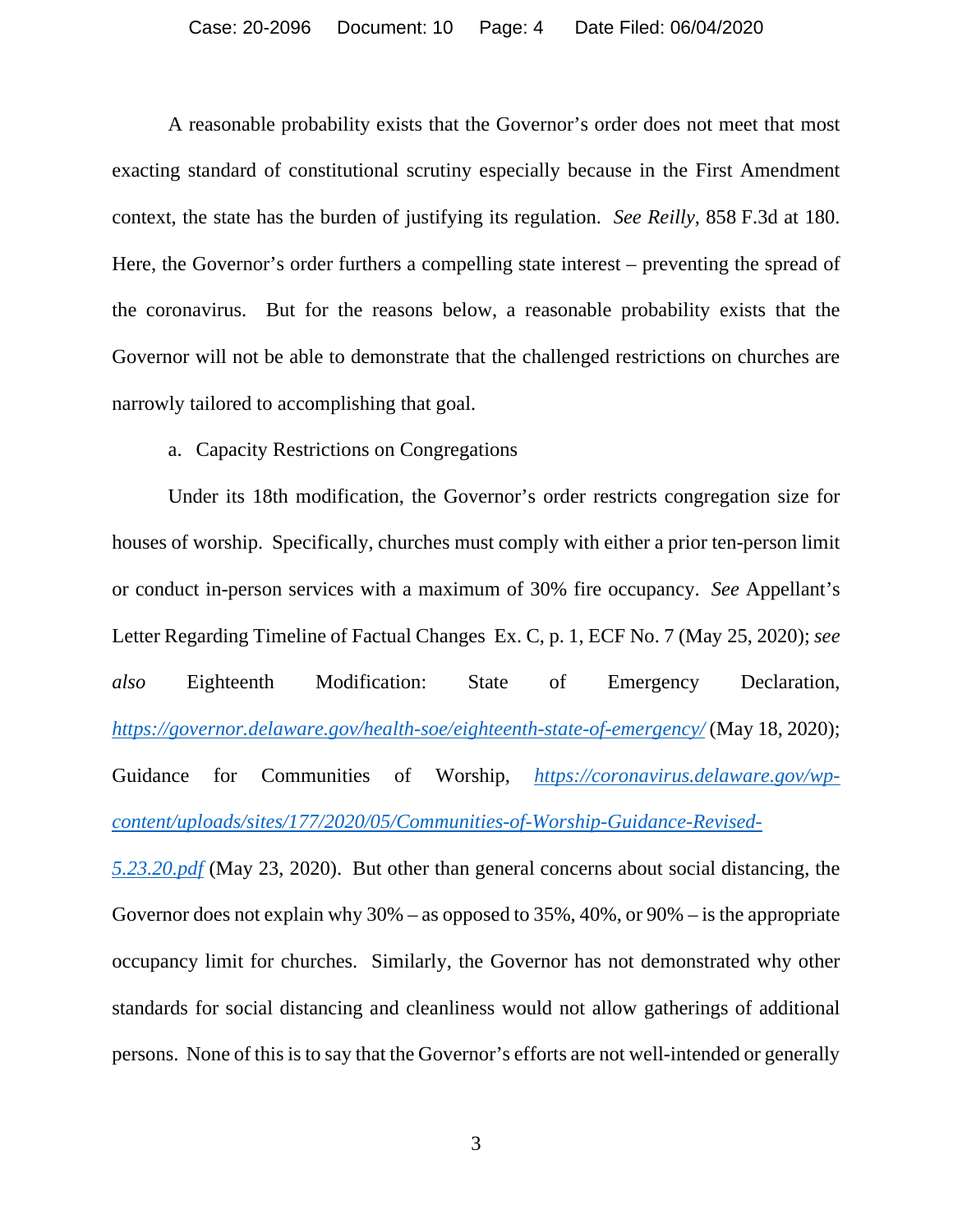A reasonable probability exists that the Governor's order does not meet that most exacting standard of constitutional scrutiny especially because in the First Amendment context, the state has the burden of justifying its regulation. *See Reilly*, 858 F.3d at 180. Here, the Governor's order furthers a compelling state interest – preventing the spread of the coronavirus. But for the reasons below, a reasonable probability exists that the Governor will not be able to demonstrate that the challenged restrictions on churches are narrowly tailored to accomplishing that goal.

a. Capacity Restrictions on Congregations

Under its 18th modification, the Governor's order restricts congregation size for houses of worship. Specifically, churches must comply with either a prior ten-person limit or conduct in-person services with a maximum of 30% fire occupancy. *See* Appellant's Letter Regarding Timeline of Factual Changes Ex. C, p. 1, ECF No. 7 (May 25, 2020); *see also* Eighteenth Modification: State of Emergency Declaration, [https://governor.delaware.gov/health-soe/eighteenth-state-of-emergency/](https://governor.delaware.gov/health-soe/eighteenth-state-of-emergency/) (May 18, 2020); Guidance for Communities of Worship, [https://coronavirus.delaware.gov/wp-content/uploads/sites/177/2020/05/Communities-of-Worship-Guidance-Revised-5.23.20.pdf](https://coronavirus.delaware.gov/wp-content/uploads/sites/177/2020/05/Communities-of-Worship-Guidance-Revised-5.23.20.pdf) (May 23, 2020). But other than general concerns about social distancing, the Governor does not explain why 30% – as opposed to 35%, 40%, or 90% – is the appropriate occupancy limit for churches. Similarly, the Governor has not demonstrated why other standards for social distancing and cleanliness would not allow gatherings of additional persons. None of this is to say that the Governor's efforts are not well-intended or generally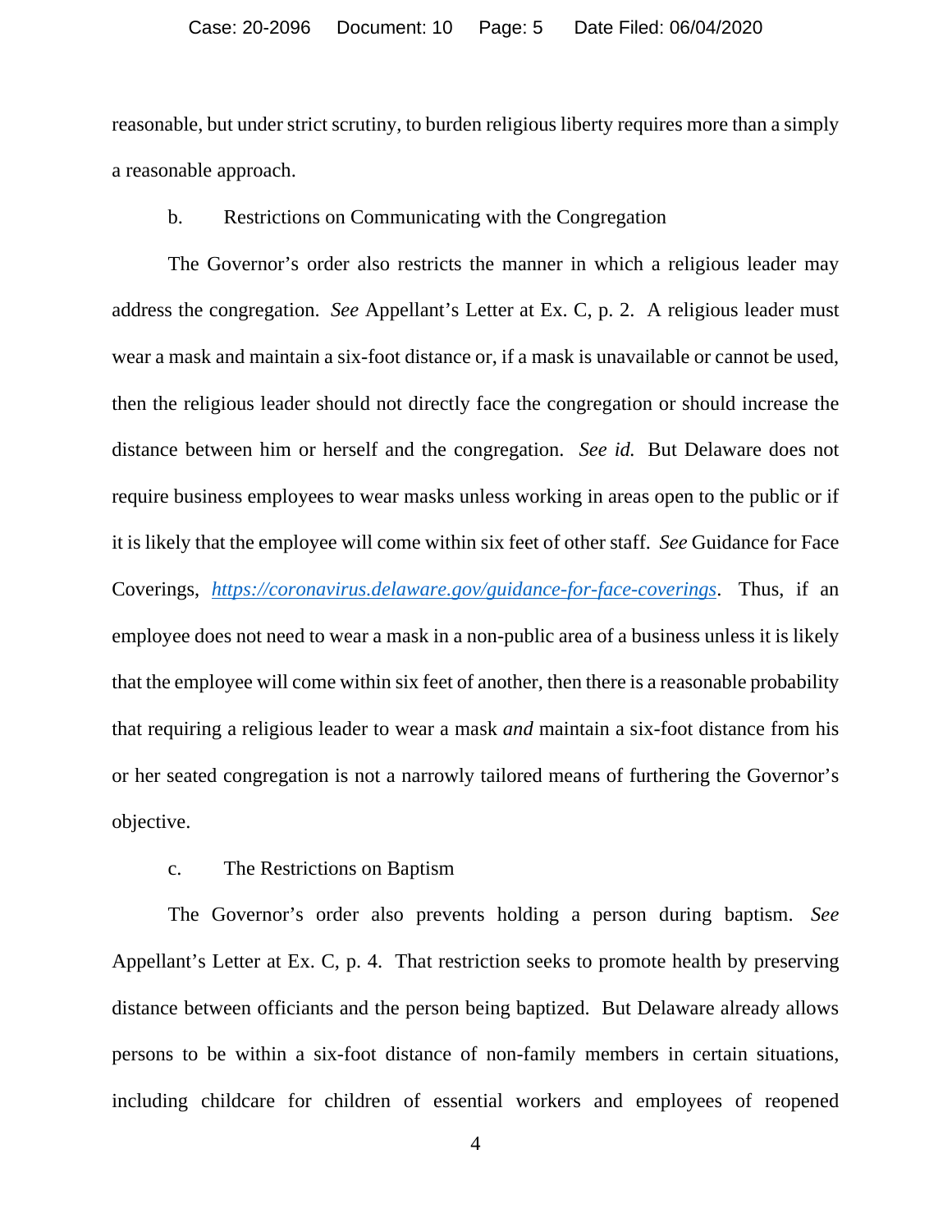reasonable, but under strict scrutiny, to burden religious liberty requires more than a simply a reasonable approach.

b. Restrictions on Communicating with the Congregation

The Governor's order also restricts the manner in which a religious leader may address the congregation. *See* Appellant's Letter at Ex. C, p. 2. A religious leader must wear a mask and maintain a six-foot distance or, if a mask is unavailable or cannot be used, then the religious leader should not directly face the congregation or should increase the distance between him or herself and the congregation. *See id.* But Delaware does not require business employees to wear masks unless working in areas open to the public or if it is likely that the employee will come within six feet of other staff. *See* Guidance for Face Coverings, *https://coronavirus.delaware.gov/guidance-for-face-coverings*. Thus, if an employee does not need to wear a mask in a non-public area of a business unless it is likely that the employee will come within six feet of another, then there is a reasonable probability that requiring a religious leader to wear a mask *and* maintain a six-foot distance from his or her seated congregation is not a narrowly tailored means of furthering the Governor's objective.

c. The Restrictions on Baptism

The Governor's order also prevents holding a person during baptism. *See* Appellant's Letter at Ex. C, p. 4. That restriction seeks to promote health by preserving distance between officiants and the person being baptized. But Delaware already allows persons to be within a six-foot distance of non-family members in certain situations, including childcare for children of essential workers and employees of reopened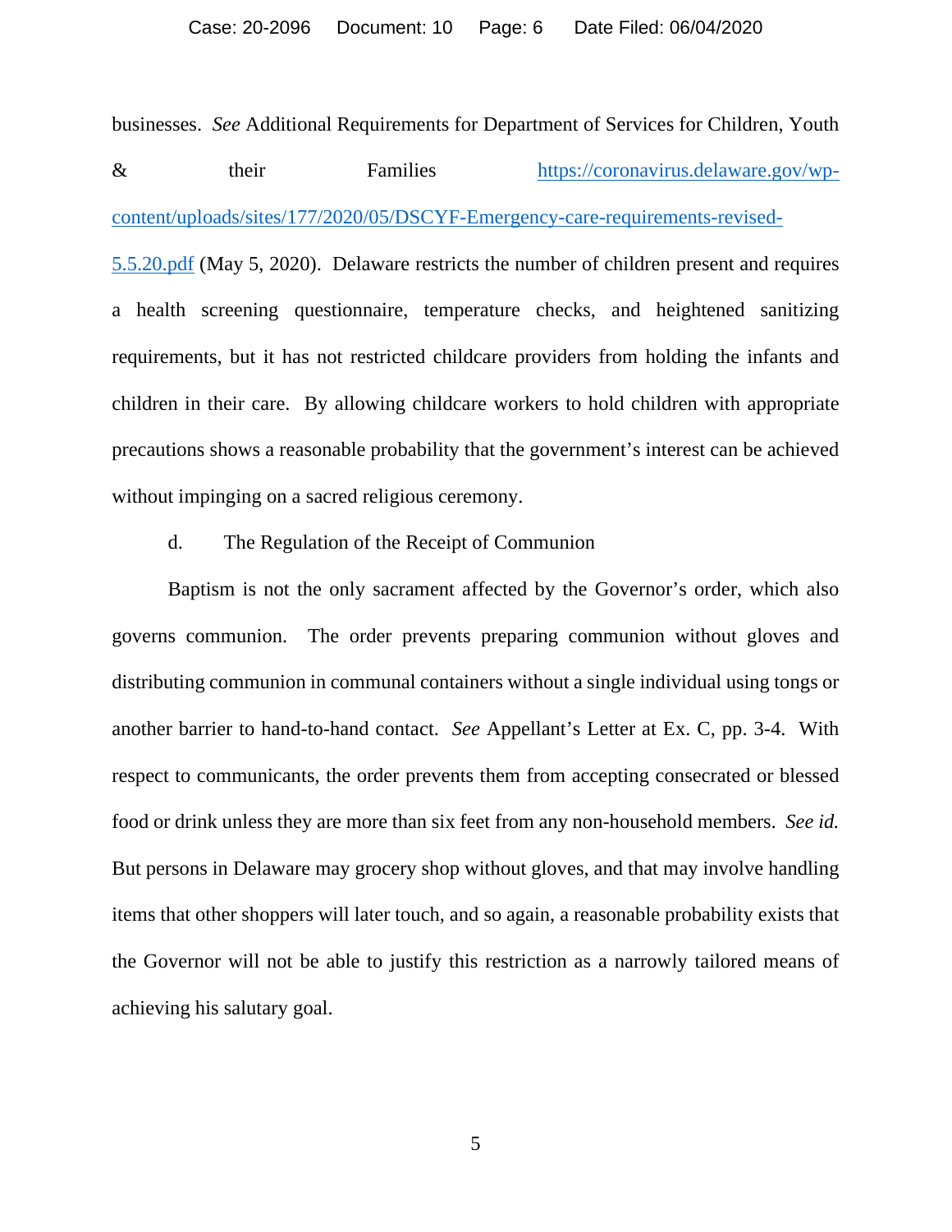businesses. *See* Additional Requirements for Department of Services for Children, Youth & their Families [https://coronavirus.delaware.gov/wp-content/uploads/sites/177/2020/05/DSCYF-Emergency-care-requirements-revised-5.5.20.pdf](https://coronavirus.delaware.gov/wp-content/uploads/sites/177/2020/05/DSCYF-Emergency-care-requirements-revised-5.5.20.pdf) (May 5, 2020). Delaware restricts the number of children present and requires a health screening questionnaire, temperature checks, and heightened sanitizing requirements, but it has not restricted childcare providers from holding the infants and children in their care. By allowing childcare workers to hold children with appropriate precautions shows a reasonable probability that the government's interest can be achieved without impinging on a sacred religious ceremony.

d. The Regulation of the Receipt of Communion

Baptism is not the only sacrament affected by the Governor's order, which also governs communion. The order prevents preparing communion without gloves and distributing communion in communal containers without a single individual using tongs or another barrier to hand-to-hand contact. *See* Appellant's Letter at Ex. C, pp. 3-4. With respect to communicants, the order prevents them from accepting consecrated or blessed food or drink unless they are more than six feet from any non-household members. *See id.* But persons in Delaware may grocery shop without gloves, and that may involve handling items that other shoppers will later touch, and so again, a reasonable probability exists that the Governor will not be able to justify this restriction as a narrowly tailored means of achieving his salutary goal.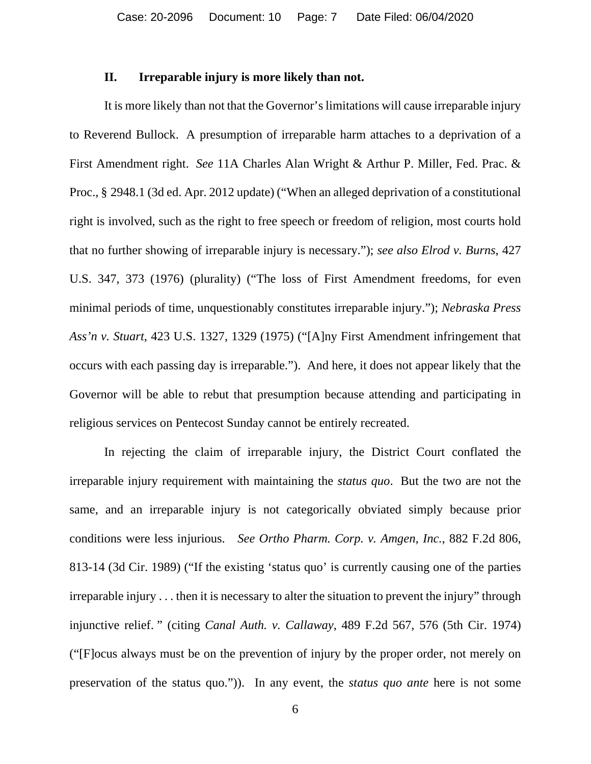## II. Irreparable injury is more likely than not.

It is more likely than not that the Governor's limitations will cause irreparable injury to Reverend Bullock. A presumption of irreparable harm attaches to a deprivation of a First Amendment right. *See* 11A Charles Alan Wright & Arthur P. Miller, Fed. Prac. & Proc., § 2948.1 (3d ed. Apr. 2012 update) ("When an alleged deprivation of a constitutional right is involved, such as the right to free speech or freedom of religion, most courts hold that no further showing of irreparable injury is necessary."); *see also Elrod v. Burns*, 427 U.S. 347, 373 (1976) (plurality) ("The loss of First Amendment freedoms, for even minimal periods of time, unquestionably constitutes irreparable injury."); *Nebraska Press Ass'n v. Stuart*, 423 U.S. 1327, 1329 (1975) ("[A]ny First Amendment infringement that occurs with each passing day is irreparable."). And here, it does not appear likely that the Governor will be able to rebut that presumption because attending and participating in religious services on Pentecost Sunday cannot be entirely recreated.

In rejecting the claim of irreparable injury, the District Court conflated the irreparable injury requirement with maintaining the *status quo*. But the two are not the same, and an irreparable injury is not categorically obviated simply because prior conditions were less injurious. *See Ortho Pharm. Corp. v. Amgen, Inc.*, 882 F.2d 806, 813-14 (3d Cir. 1989) ("If the existing 'status quo' is currently causing one of the parties irreparable injury . . . then it is necessary to alter the situation to prevent the injury" through injunctive relief. " (citing *Canal Auth. v. Callaway*, 489 F.2d 567, 576 (5th Cir. 1974) ("[F]ocus always must be on the prevention of injury by the proper order, not merely on preservation of the status quo.")). In any event, the *status quo ante* here is not some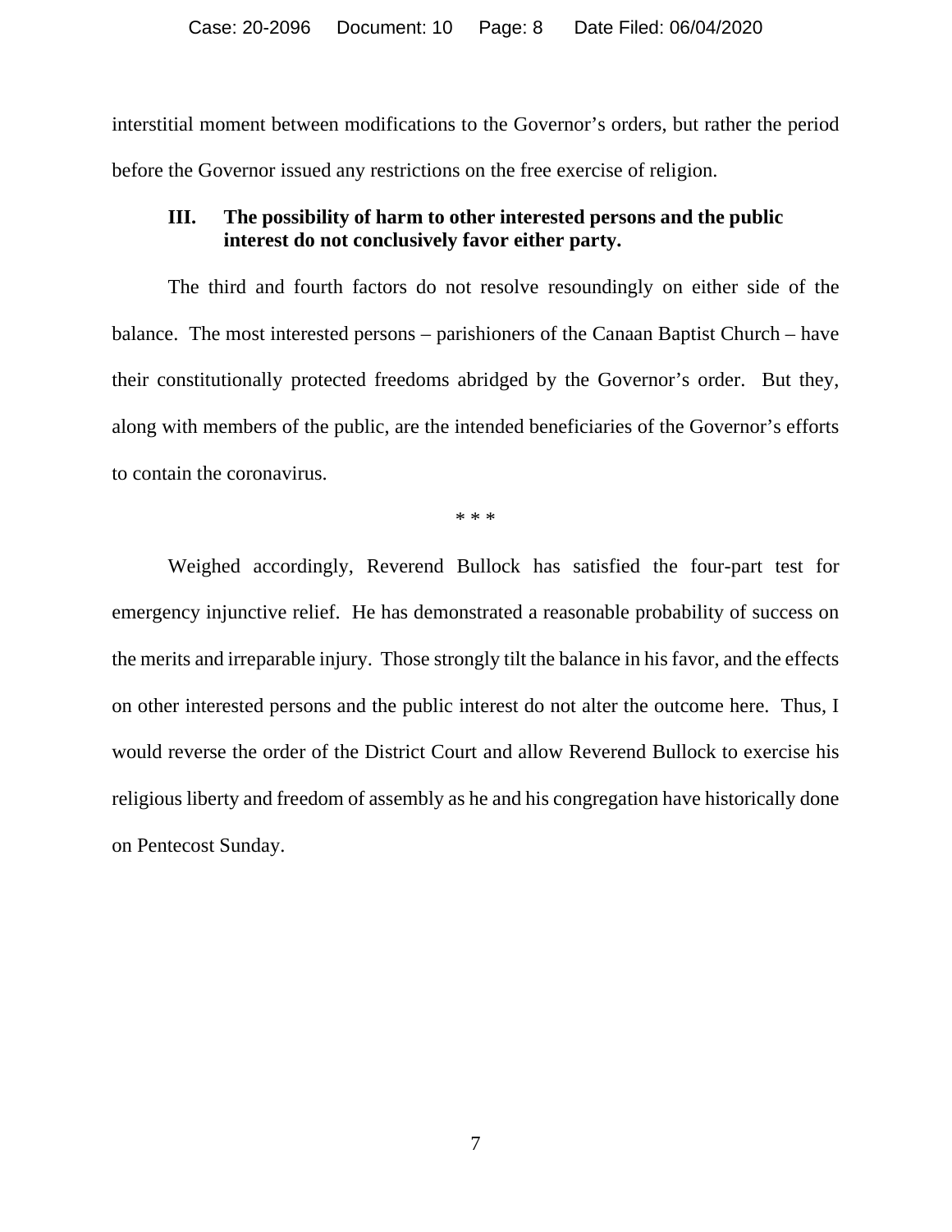interstitial moment between modifications to the Governor's orders, but rather the period before the Governor issued any restrictions on the free exercise of religion.

### III. The possibility of harm to other interested persons and the public interest do not conclusively favor either party.

The third and fourth factors do not resolve resoundingly on either side of the balance. The most interested persons – parishioners of the Canaan Baptist Church – have their constitutionally protected freedoms abridged by the Governor's order. But they, along with members of the public, are the intended beneficiaries of the Governor's efforts to contain the coronavirus.

\* \* \*

Weighed accordingly, Reverend Bullock has satisfied the four-part test for emergency injunctive relief. He has demonstrated a reasonable probability of success on the merits and irreparable injury. Those strongly tilt the balance in his favor, and the effects on other interested persons and the public interest do not alter the outcome here. Thus, I would reverse the order of the District Court and allow Reverend Bullock to exercise his religious liberty and freedom of assembly as he and his congregation have historically done on Pentecost Sunday.